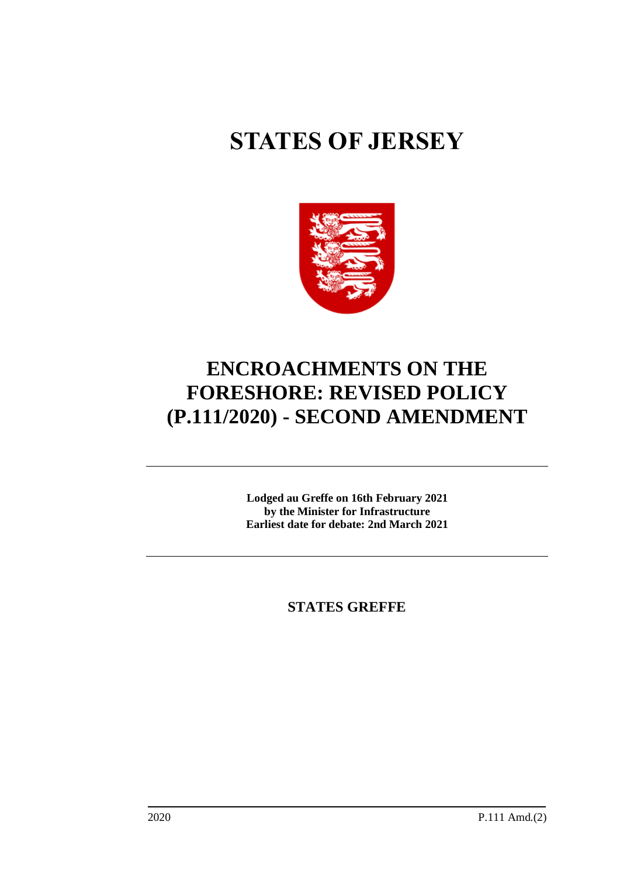# STATES OF JERSEY

# ENCROACHMENTS ON THE FORESHORE: REVISED POLICY (P.111/2020) - SECOND AMENDMENT

**Lodged au Greffe on 16th February 2021**
**by the Minister for Infrastructure**
**Earliest date for debate: 2nd March 2021**

**STATES GREFFE**

2020 P.111 Amd.(2)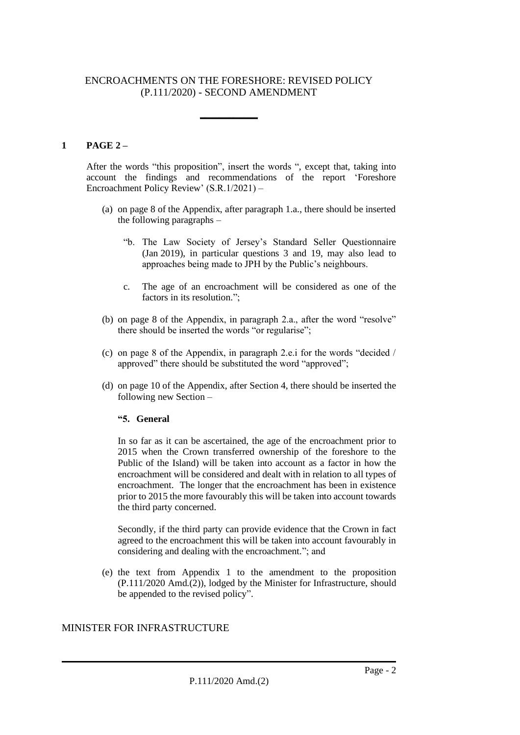# ENCROACHMENTS ON THE FORESHORE: REVISED POLICY (P.111/2020) - SECOND AMENDMENT

---

**1 PAGE 2 –**

After the words "this proposition", insert the words ", except that, taking into account the findings and recommendations of the report 'Foreshore Encroachment Policy Review' (S.R.1/2021) –

(a) on page 8 of the Appendix, after paragraph 1.a., there should be inserted the following paragraphs –

"b. The Law Society of Jersey's Standard Seller Questionnaire (Jan 2019), in particular questions 3 and 19, may also lead to approaches being made to JPH by the Public's neighbours.

c. The age of an encroachment will be considered as one of the factors in its resolution.";

(b) on page 8 of the Appendix, in paragraph 2.a., after the word "resolve" there should be inserted the words "or regularise";

(c) on page 8 of the Appendix, in paragraph 2.e.i for the words "decided / approved" there should be substituted the word "approved";

(d) on page 10 of the Appendix, after Section 4, there should be inserted the following new Section –

**"5. General**

In so far as it can be ascertained, the age of the encroachment prior to 2015 when the Crown transferred ownership of the foreshore to the Public of the Island) will be taken into account as a factor in how the encroachment will be considered and dealt with in relation to all types of encroachment. The longer that the encroachment has been in existence prior to 2015 the more favourably this will be taken into account towards the third party concerned.

Secondly, if the third party can provide evidence that the Crown in fact agreed to the encroachment this will be taken into account favourably in considering and dealing with the encroachment."; and

(e) the text from Appendix 1 to the amendment to the proposition (P.111/2020 Amd.(2)), lodged by the Minister for Infrastructure, should be appended to the revised policy".

MINISTER FOR INFRASTRUCTURE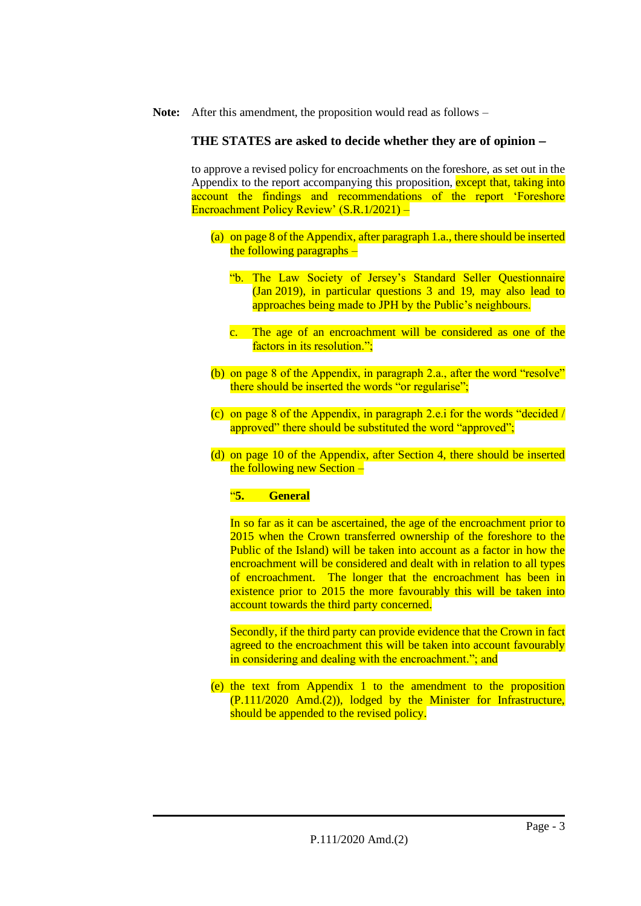**Note:** After this amendment, the proposition would read as follows –

**THE STATES are asked to decide whether they are of opinion** **−**

to approve a revised policy for encroachments on the foreshore, as set out in the Appendix to the report accompanying this proposition, except that, taking into account the findings and recommendations of the report 'Foreshore Encroachment Policy Review' (S.R.1/2021) –

(a) on page 8 of the Appendix, after paragraph 1.a., there should be inserted the following paragraphs –

"b. The Law Society of Jersey's Standard Seller Questionnaire (Jan 2019), in particular questions 3 and 19, may also lead to approaches being made to JPH by the Public's neighbours.

c. The age of an encroachment will be considered as one of the factors in its resolution.";

(b) on page 8 of the Appendix, in paragraph 2.a., after the word "resolve" there should be inserted the words "or regularise";

(c) on page 8 of the Appendix, in paragraph 2.e.i for the words "decided / approved" there should be substituted the word "approved";

(d) on page 10 of the Appendix, after Section 4, there should be inserted the following new Section –

"**5. General**

In so far as it can be ascertained, the age of the encroachment prior to 2015 when the Crown transferred ownership of the foreshore to the Public of the Island) will be taken into account as a factor in how the encroachment will be considered and dealt with in relation to all types of encroachment. The longer that the encroachment has been in existence prior to 2015 the more favourably this will be taken into account towards the third party concerned.

Secondly, if the third party can provide evidence that the Crown in fact agreed to the encroachment this will be taken into account favourably in considering and dealing with the encroachment."; and

(e) the text from Appendix 1 to the amendment to the proposition (P.111/2020 Amd.(2)), lodged by the Minister for Infrastructure, should be appended to the revised policy.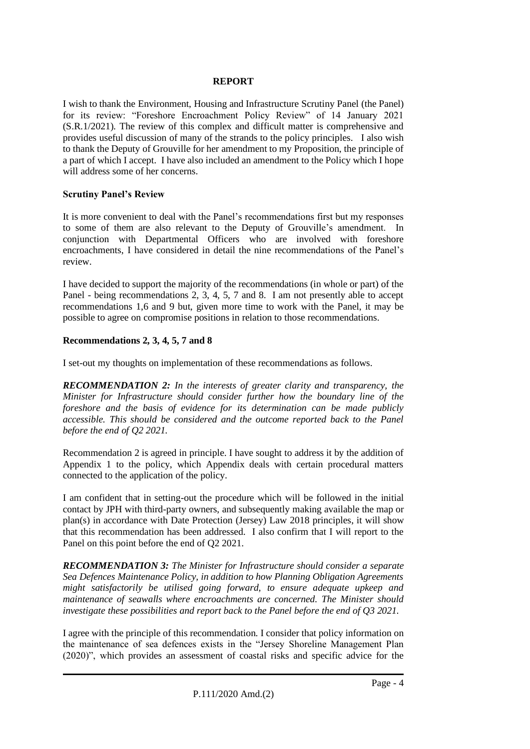## REPORT

I wish to thank the Environment, Housing and Infrastructure Scrutiny Panel (the Panel) for its review: "Foreshore Encroachment Policy Review" of 14 January 2021 (S.R.1/2021). The review of this complex and difficult matter is comprehensive and provides useful discussion of many of the strands to the policy principles. I also wish to thank the Deputy of Grouville for her amendment to my Proposition, the principle of a part of which I accept. I have also included an amendment to the Policy which I hope will address some of her concerns.

### Scrutiny Panel's Review

It is more convenient to deal with the Panel's recommendations first but my responses to some of them are also relevant to the Deputy of Grouville's amendment. In conjunction with Departmental Officers who are involved with foreshore encroachments, I have considered in detail the nine recommendations of the Panel's review.

I have decided to support the majority of the recommendations (in whole or part) of the Panel - being recommendations 2, 3, 4, 5, 7 and 8. I am not presently able to accept recommendations 1,6 and 9 but, given more time to work with the Panel, it may be possible to agree on compromise positions in relation to those recommendations.

### Recommendations 2, 3, 4, 5, 7 and 8

I set-out my thoughts on implementation of these recommendations as follows.

***RECOMMENDATION 2:*** *In the interests of greater clarity and transparency, the Minister for Infrastructure should consider further how the boundary line of the foreshore and the basis of evidence for its determination can be made publicly accessible. This should be considered and the outcome reported back to the Panel before the end of Q2 2021.*

Recommendation 2 is agreed in principle. I have sought to address it by the addition of Appendix 1 to the policy, which Appendix deals with certain procedural matters connected to the application of the policy.

I am confident that in setting-out the procedure which will be followed in the initial contact by JPH with third-party owners, and subsequently making available the map or plan(s) in accordance with Date Protection (Jersey) Law 2018 principles, it will show that this recommendation has been addressed. I also confirm that I will report to the Panel on this point before the end of Q2 2021.

***RECOMMENDATION 3:*** *The Minister for Infrastructure should consider a separate Sea Defences Maintenance Policy, in addition to how Planning Obligation Agreements might satisfactorily be utilised going forward, to ensure adequate upkeep and maintenance of seawalls where encroachments are concerned. The Minister should investigate these possibilities and report back to the Panel before the end of Q3 2021.*

I agree with the principle of this recommendation. I consider that policy information on the maintenance of sea defences exists in the "Jersey Shoreline Management Plan (2020)", which provides an assessment of coastal risks and specific advice for the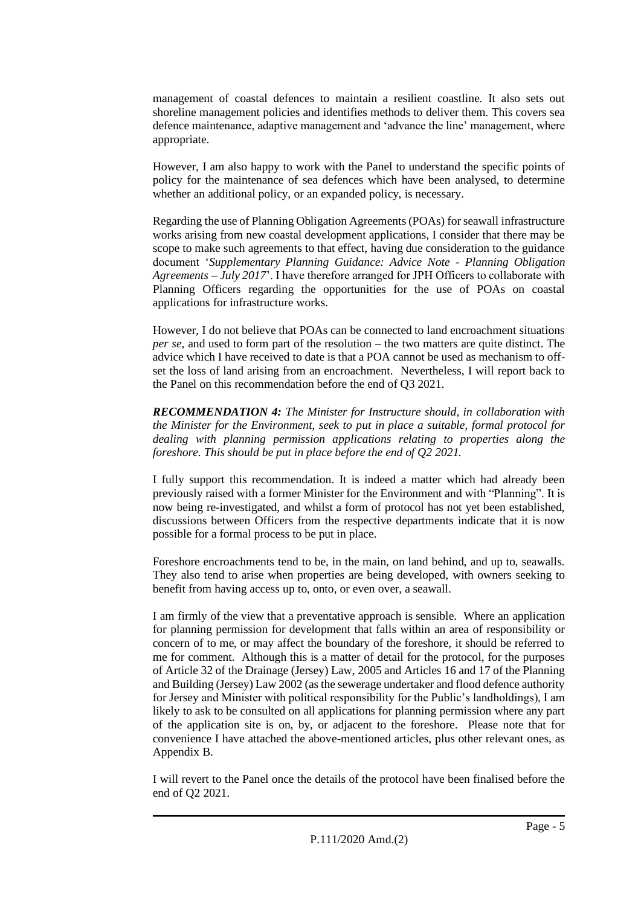management of coastal defences to maintain a resilient coastline. It also sets out shoreline management policies and identifies methods to deliver them. This covers sea defence maintenance, adaptive management and 'advance the line' management, where appropriate.

However, I am also happy to work with the Panel to understand the specific points of policy for the maintenance of sea defences which have been analysed, to determine whether an additional policy, or an expanded policy, is necessary.

Regarding the use of Planning Obligation Agreements (POAs) for seawall infrastructure works arising from new coastal development applications, I consider that there may be scope to make such agreements to that effect, having due consideration to the guidance document '*Supplementary Planning Guidance: Advice Note - Planning Obligation Agreements – July 2017*'. I have therefore arranged for JPH Officers to collaborate with Planning Officers regarding the opportunities for the use of POAs on coastal applications for infrastructure works.

However, I do not believe that POAs can be connected to land encroachment situations *per se*, and used to form part of the resolution – the two matters are quite distinct. The advice which I have received to date is that a POA cannot be used as mechanism to off-set the loss of land arising from an encroachment. Nevertheless, I will report back to the Panel on this recommendation before the end of Q3 2021.

***RECOMMENDATION 4:*** *The Minister for Instructure should, in collaboration with the Minister for the Environment, seek to put in place a suitable, formal protocol for dealing with planning permission applications relating to properties along the foreshore. This should be put in place before the end of Q2 2021.*

I fully support this recommendation. It is indeed a matter which had already been previously raised with a former Minister for the Environment and with "Planning". It is now being re-investigated, and whilst a form of protocol has not yet been established, discussions between Officers from the respective departments indicate that it is now possible for a formal process to be put in place.

Foreshore encroachments tend to be, in the main, on land behind, and up to, seawalls. They also tend to arise when properties are being developed, with owners seeking to benefit from having access up to, onto, or even over, a seawall.

I am firmly of the view that a preventative approach is sensible. Where an application for planning permission for development that falls within an area of responsibility or concern of to me, or may affect the boundary of the foreshore, it should be referred to me for comment. Although this is a matter of detail for the protocol, for the purposes of Article 32 of the Drainage (Jersey) Law, 2005 and Articles 16 and 17 of the Planning and Building (Jersey) Law 2002 (as the sewerage undertaker and flood defence authority for Jersey and Minister with political responsibility for the Public's landholdings), I am likely to ask to be consulted on all applications for planning permission where any part of the application site is on, by, or adjacent to the foreshore. Please note that for convenience I have attached the above-mentioned articles, plus other relevant ones, as Appendix B.

I will revert to the Panel once the details of the protocol have been finalised before the end of Q2 2021.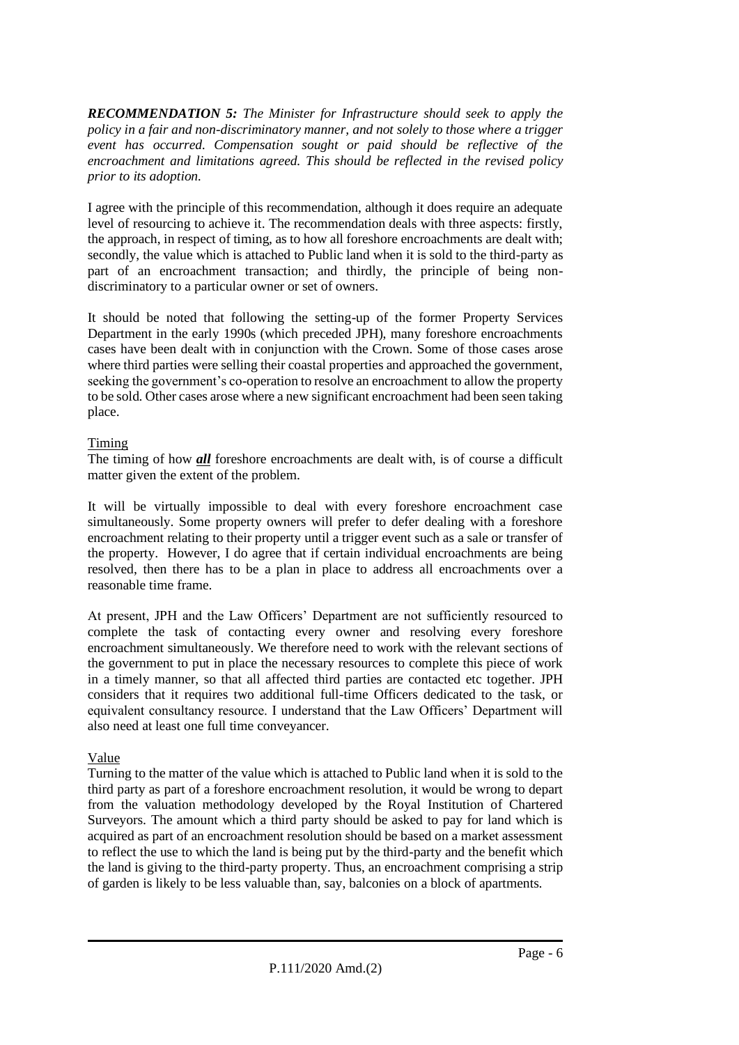***RECOMMENDATION 5:*** *The Minister for Infrastructure should seek to apply the policy in a fair and non-discriminatory manner, and not solely to those where a trigger event has occurred. Compensation sought or paid should be reflective of the encroachment and limitations agreed. This should be reflected in the revised policy prior to its adoption.*

I agree with the principle of this recommendation, although it does require an adequate level of resourcing to achieve it. The recommendation deals with three aspects: firstly, the approach, in respect of timing, as to how all foreshore encroachments are dealt with; secondly, the value which is attached to Public land when it is sold to the third-party as part of an encroachment transaction; and thirdly, the principle of being non-discriminatory to a particular owner or set of owners.

It should be noted that following the setting-up of the former Property Services Department in the early 1990s (which preceded JPH), many foreshore encroachments cases have been dealt with in conjunction with the Crown. Some of those cases arose where third parties were selling their coastal properties and approached the government, seeking the government's co-operation to resolve an encroachment to allow the property to be sold. Other cases arose where a new significant encroachment had been seen taking place.

<u>Timing</u>

The timing of how ***<u>all</u>*** foreshore encroachments are dealt with, is of course a difficult matter given the extent of the problem.

It will be virtually impossible to deal with every foreshore encroachment case simultaneously. Some property owners will prefer to defer dealing with a foreshore encroachment relating to their property until a trigger event such as a sale or transfer of the property. However, I do agree that if certain individual encroachments are being resolved, then there has to be a plan in place to address all encroachments over a reasonable time frame.

At present, JPH and the Law Officers' Department are not sufficiently resourced to complete the task of contacting every owner and resolving every foreshore encroachment simultaneously. We therefore need to work with the relevant sections of the government to put in place the necessary resources to complete this piece of work in a timely manner, so that all affected third parties are contacted etc together. JPH considers that it requires two additional full-time Officers dedicated to the task, or equivalent consultancy resource. I understand that the Law Officers' Department will also need at least one full time conveyancer.

<u>Value</u>

Turning to the matter of the value which is attached to Public land when it is sold to the third party as part of a foreshore encroachment resolution, it would be wrong to depart from the valuation methodology developed by the Royal Institution of Chartered Surveyors. The amount which a third party should be asked to pay for land which is acquired as part of an encroachment resolution should be based on a market assessment to reflect the use to which the land is being put by the third-party and the benefit which the land is giving to the third-party property. Thus, an encroachment comprising a strip of garden is likely to be less valuable than, say, balconies on a block of apartments.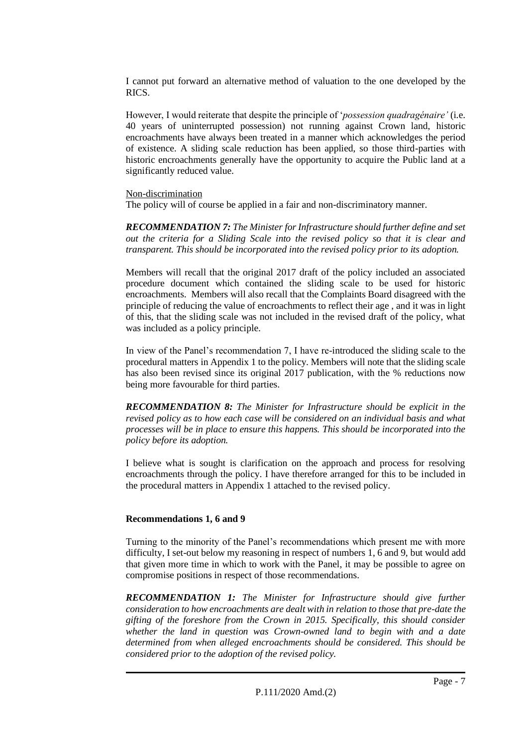I cannot put forward an alternative method of valuation to the one developed by the RICS.

However, I would reiterate that despite the principle of '*possession quadragénaire'* (i.e. 40 years of uninterrupted possession) not running against Crown land, historic encroachments have always been treated in a manner which acknowledges the period of existence. A sliding scale reduction has been applied, so those third-parties with historic encroachments generally have the opportunity to acquire the Public land at a significantly reduced value.

Non-discrimination

The policy will of course be applied in a fair and non-discriminatory manner.

***RECOMMENDATION 7:*** *The Minister for Infrastructure should further define and set out the criteria for a Sliding Scale into the revised policy so that it is clear and transparent. This should be incorporated into the revised policy prior to its adoption.*

Members will recall that the original 2017 draft of the policy included an associated procedure document which contained the sliding scale to be used for historic encroachments. Members will also recall that the Complaints Board disagreed with the principle of reducing the value of encroachments to reflect their age , and it was in light of this, that the sliding scale was not included in the revised draft of the policy, what was included as a policy principle.

In view of the Panel's recommendation 7, I have re-introduced the sliding scale to the procedural matters in Appendix 1 to the policy. Members will note that the sliding scale has also been revised since its original 2017 publication, with the % reductions now being more favourable for third parties.

***RECOMMENDATION 8:*** *The Minister for Infrastructure should be explicit in the revised policy as to how each case will be considered on an individual basis and what processes will be in place to ensure this happens. This should be incorporated into the policy before its adoption.*

I believe what is sought is clarification on the approach and process for resolving encroachments through the policy. I have therefore arranged for this to be included in the procedural matters in Appendix 1 attached to the revised policy.

**Recommendations 1, 6 and 9**

Turning to the minority of the Panel's recommendations which present me with more difficulty, I set-out below my reasoning in respect of numbers 1, 6 and 9, but would add that given more time in which to work with the Panel, it may be possible to agree on compromise positions in respect of those recommendations.

***RECOMMENDATION 1:*** *The Minister for Infrastructure should give further consideration to how encroachments are dealt with in relation to those that pre-date the gifting of the foreshore from the Crown in 2015. Specifically, this should consider whether the land in question was Crown-owned land to begin with and a date determined from when alleged encroachments should be considered. This should be considered prior to the adoption of the revised policy.*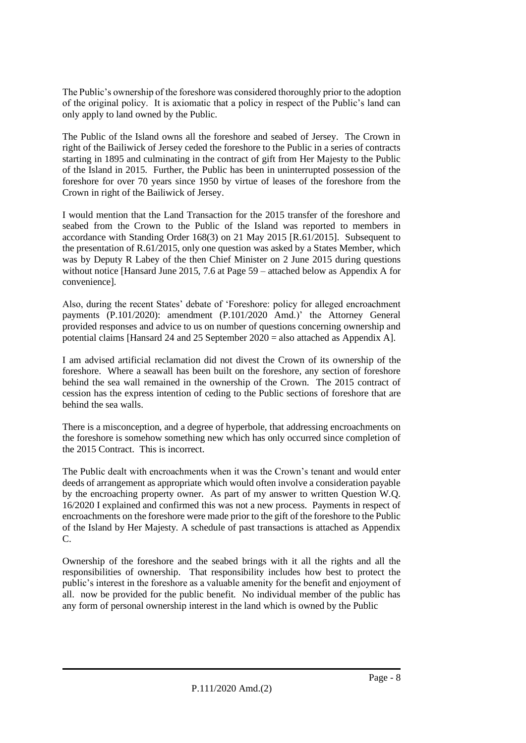The Public's ownership of the foreshore was considered thoroughly prior to the adoption of the original policy. It is axiomatic that a policy in respect of the Public's land can only apply to land owned by the Public.

The Public of the Island owns all the foreshore and seabed of Jersey. The Crown in right of the Bailiwick of Jersey ceded the foreshore to the Public in a series of contracts starting in 1895 and culminating in the contract of gift from Her Majesty to the Public of the Island in 2015. Further, the Public has been in uninterrupted possession of the foreshore for over 70 years since 1950 by virtue of leases of the foreshore from the Crown in right of the Bailiwick of Jersey.

I would mention that the Land Transaction for the 2015 transfer of the foreshore and seabed from the Crown to the Public of the Island was reported to members in accordance with Standing Order 168(3) on 21 May 2015 [R.61/2015]. Subsequent to the presentation of R.61/2015, only one question was asked by a States Member, which was by Deputy R Labey of the then Chief Minister on 2 June 2015 during questions without notice [Hansard June 2015, 7.6 at Page 59 – attached below as Appendix A for convenience].

Also, during the recent States' debate of 'Foreshore: policy for alleged encroachment payments (P.101/2020): amendment (P.101/2020 Amd.)' the Attorney General provided responses and advice to us on number of questions concerning ownership and potential claims [Hansard 24 and 25 September 2020 = also attached as Appendix A].

I am advised artificial reclamation did not divest the Crown of its ownership of the foreshore. Where a seawall has been built on the foreshore, any section of foreshore behind the sea wall remained in the ownership of the Crown. The 2015 contract of cession has the express intention of ceding to the Public sections of foreshore that are behind the sea walls.

There is a misconception, and a degree of hyperbole, that addressing encroachments on the foreshore is somehow something new which has only occurred since completion of the 2015 Contract. This is incorrect.

The Public dealt with encroachments when it was the Crown's tenant and would enter deeds of arrangement as appropriate which would often involve a consideration payable by the encroaching property owner. As part of my answer to written Question W.Q. 16/2020 I explained and confirmed this was not a new process. Payments in respect of encroachments on the foreshore were made prior to the gift of the foreshore to the Public of the Island by Her Majesty. A schedule of past transactions is attached as Appendix C.

Ownership of the foreshore and the seabed brings with it all the rights and all the responsibilities of ownership. That responsibility includes how best to protect the public's interest in the foreshore as a valuable amenity for the benefit and enjoyment of all. now be provided for the public benefit. No individual member of the public has any form of personal ownership interest in the land which is owned by the Public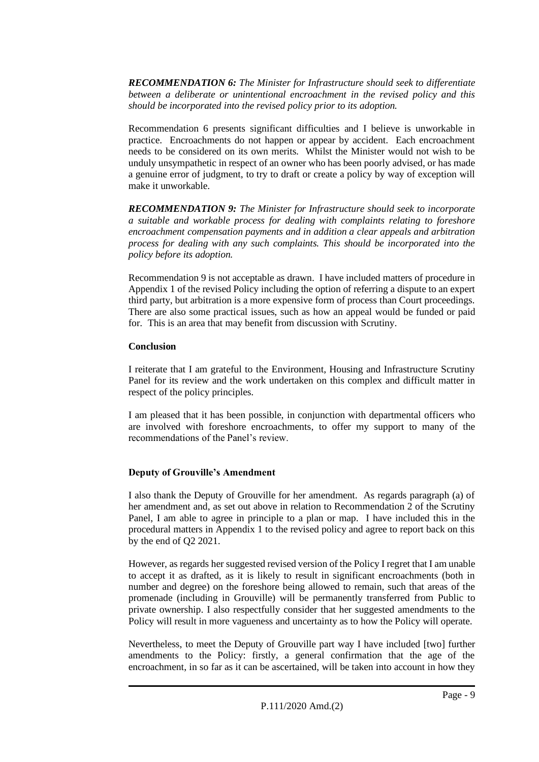***RECOMMENDATION 6:*** *The Minister for Infrastructure should seek to differentiate between a deliberate or unintentional encroachment in the revised policy and this should be incorporated into the revised policy prior to its adoption.*

Recommendation 6 presents significant difficulties and I believe is unworkable in practice. Encroachments do not happen or appear by accident. Each encroachment needs to be considered on its own merits. Whilst the Minister would not wish to be unduly unsympathetic in respect of an owner who has been poorly advised, or has made a genuine error of judgment, to try to draft or create a policy by way of exception will make it unworkable.

***RECOMMENDATION 9:*** *The Minister for Infrastructure should seek to incorporate a suitable and workable process for dealing with complaints relating to foreshore encroachment compensation payments and in addition a clear appeals and arbitration process for dealing with any such complaints. This should be incorporated into the policy before its adoption.*

Recommendation 9 is not acceptable as drawn. I have included matters of procedure in Appendix 1 of the revised Policy including the option of referring a dispute to an expert third party, but arbitration is a more expensive form of process than Court proceedings. There are also some practical issues, such as how an appeal would be funded or paid for. This is an area that may benefit from discussion with Scrutiny.

**Conclusion**

I reiterate that I am grateful to the Environment, Housing and Infrastructure Scrutiny Panel for its review and the work undertaken on this complex and difficult matter in respect of the policy principles.

I am pleased that it has been possible, in conjunction with departmental officers who are involved with foreshore encroachments, to offer my support to many of the recommendations of the Panel's review.

**Deputy of Grouville's Amendment**

I also thank the Deputy of Grouville for her amendment. As regards paragraph (a) of her amendment and, as set out above in relation to Recommendation 2 of the Scrutiny Panel, I am able to agree in principle to a plan or map. I have included this in the procedural matters in Appendix 1 to the revised policy and agree to report back on this by the end of Q2 2021.

However, as regards her suggested revised version of the Policy I regret that I am unable to accept it as drafted, as it is likely to result in significant encroachments (both in number and degree) on the foreshore being allowed to remain, such that areas of the promenade (including in Grouville) will be permanently transferred from Public to private ownership. I also respectfully consider that her suggested amendments to the Policy will result in more vagueness and uncertainty as to how the Policy will operate.

Nevertheless, to meet the Deputy of Grouville part way I have included [two] further amendments to the Policy: firstly, a general confirmation that the age of the encroachment, in so far as it can be ascertained, will be taken into account in how they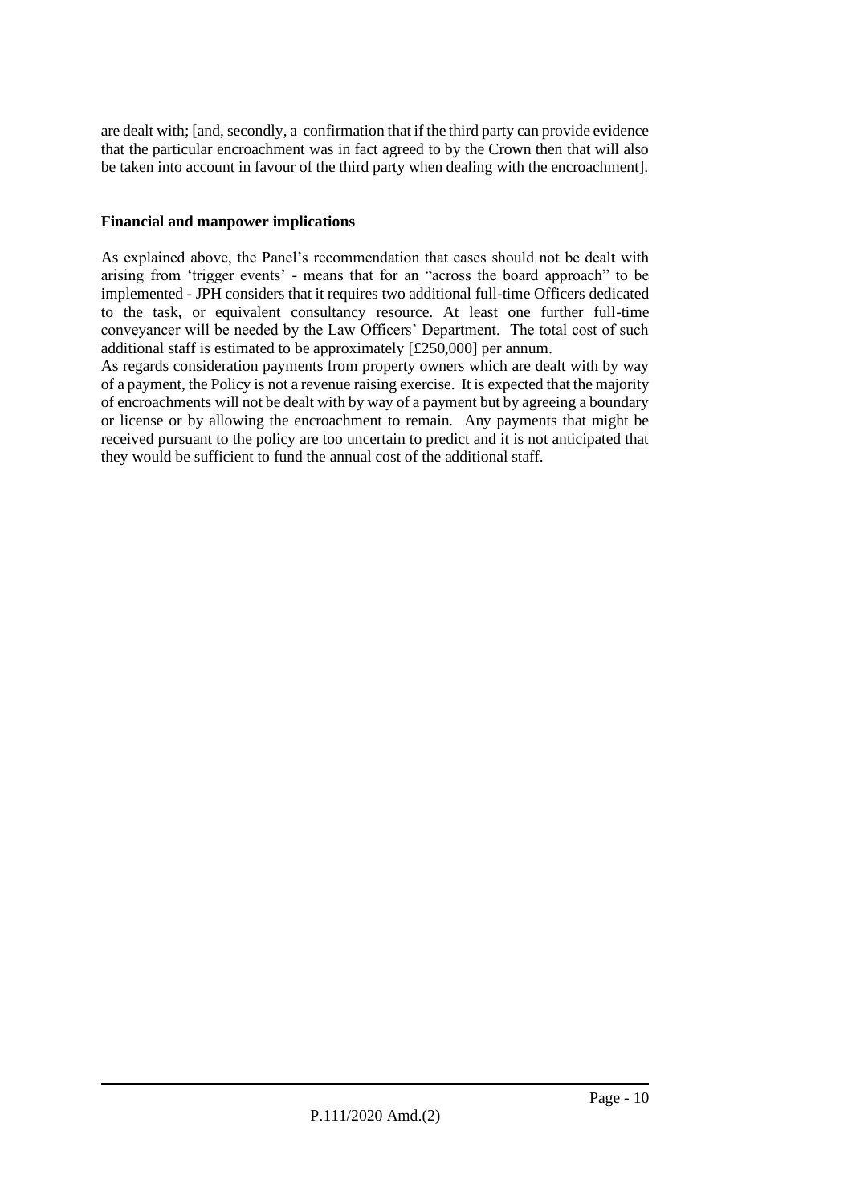are dealt with; [and, secondly, a confirmation that if the third party can provide evidence that the particular encroachment was in fact agreed to by the Crown then that will also be taken into account in favour of the third party when dealing with the encroachment].

**Financial and manpower implications**

As explained above, the Panel's recommendation that cases should not be dealt with arising from 'trigger events' - means that for an "across the board approach" to be implemented - JPH considers that it requires two additional full-time Officers dedicated to the task, or equivalent consultancy resource. At least one further full-time conveyancer will be needed by the Law Officers' Department. The total cost of such additional staff is estimated to be approximately [£250,000] per annum.

As regards consideration payments from property owners which are dealt with by way of a payment, the Policy is not a revenue raising exercise. It is expected that the majority of encroachments will not be dealt with by way of a payment but by agreeing a boundary or license or by allowing the encroachment to remain. Any payments that might be received pursuant to the policy are too uncertain to predict and it is not anticipated that they would be sufficient to fund the annual cost of the additional staff.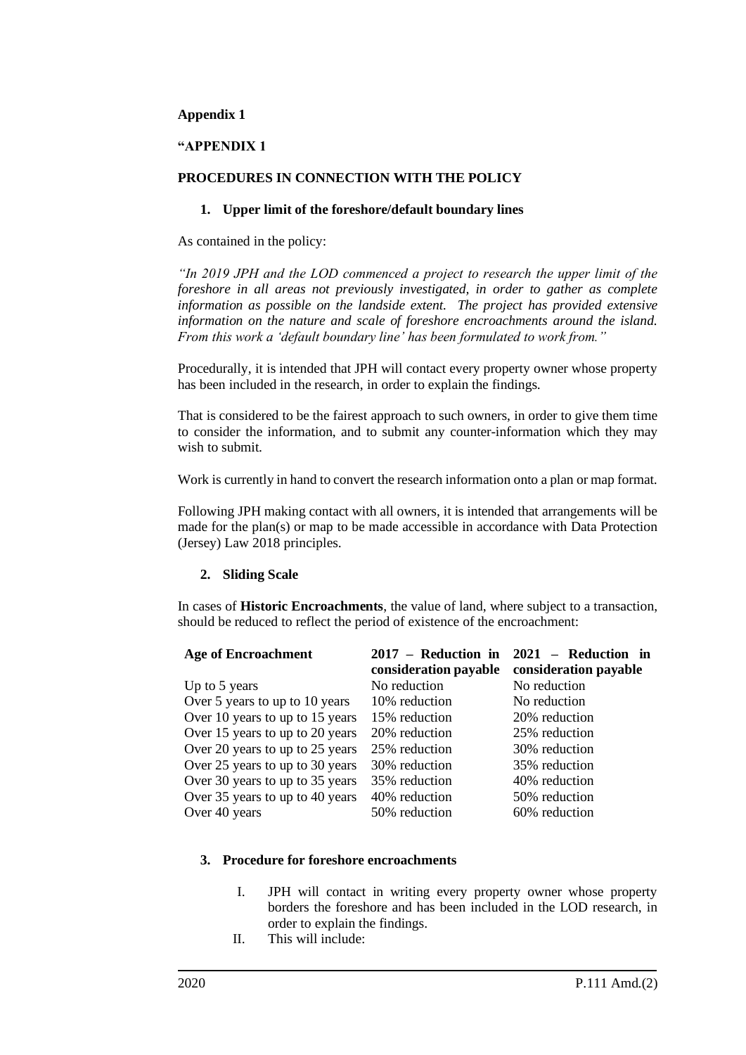**Appendix 1**

**"APPENDIX 1**

**PROCEDURES IN CONNECTION WITH THE POLICY**

1. **Upper limit of the foreshore/default boundary lines**

As contained in the policy:

*"In 2019 JPH and the LOD commenced a project to research the upper limit of the foreshore in all areas not previously investigated, in order to gather as complete information as possible on the landside extent. The project has provided extensive information on the nature and scale of foreshore encroachments around the island. From this work a 'default boundary line' has been formulated to work from."*

Procedurally, it is intended that JPH will contact every property owner whose property has been included in the research, in order to explain the findings.

That is considered to be the fairest approach to such owners, in order to give them time to consider the information, and to submit any counter-information which they may wish to submit.

Work is currently in hand to convert the research information onto a plan or map format.

Following JPH making contact with all owners, it is intended that arrangements will be made for the plan(s) or map to be made accessible in accordance with Data Protection (Jersey) Law 2018 principles.

2. **Sliding Scale**

In cases of **Historic Encroachments**, the value of land, where subject to a transaction, should be reduced to reflect the period of existence of the encroachment:

| Age of Encroachment | 2017 – Reduction in consideration payable | 2021 – Reduction in consideration payable |
| --- | --- | --- |
| Up to 5 years | No reduction | No reduction |
| Over 5 years to up to 10 years | 10% reduction | No reduction |
| Over 10 years to up to 15 years | 15% reduction | 20% reduction |
| Over 15 years to up to 20 years | 20% reduction | 25% reduction |
| Over 20 years to up to 25 years | 25% reduction | 30% reduction |
| Over 25 years to up to 30 years | 30% reduction | 35% reduction |
| Over 30 years to up to 35 years | 35% reduction | 40% reduction |
| Over 35 years to up to 40 years | 40% reduction | 50% reduction |
| Over 40 years | 50% reduction | 60% reduction |

3. **Procedure for foreshore encroachments**

   I. JPH will contact in writing every property owner whose property borders the foreshore and has been included in the LOD research, in order to explain the findings.

   II. This will include: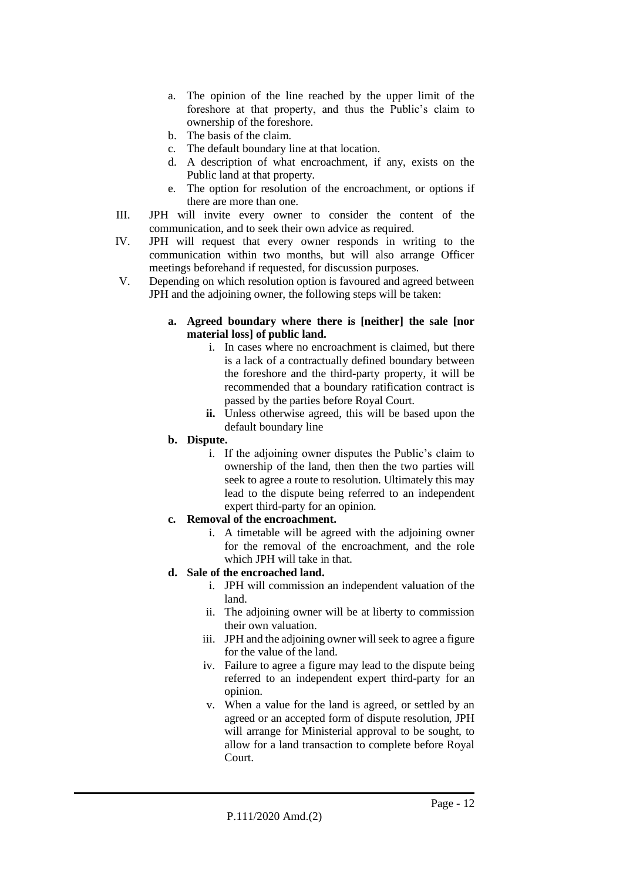a. The opinion of the line reached by the upper limit of the foreshore at that property, and thus the Public's claim to ownership of the foreshore.
b. The basis of the claim.
c. The default boundary line at that location.
d. A description of what encroachment, if any, exists on the Public land at that property.
e. The option for resolution of the encroachment, or options if there are more than one.

III. JPH will invite every owner to consider the content of the communication, and to seek their own advice as required.

IV. JPH will request that every owner responds in writing to the communication within two months, but will also arrange Officer meetings beforehand if requested, for discussion purposes.

V. Depending on which resolution option is favoured and agreed between JPH and the adjoining owner, the following steps will be taken:

**a. Agreed boundary where there is [neither] the sale [nor material loss] of public land.**

i. In cases where no encroachment is claimed, but there is a lack of a contractually defined boundary between the foreshore and the third-party property, it will be recommended that a boundary ratification contract is passed by the parties before Royal Court.

**ii.** Unless otherwise agreed, this will be based upon the default boundary line

**b. Dispute.**

i. If the adjoining owner disputes the Public's claim to ownership of the land, then then the two parties will seek to agree a route to resolution. Ultimately this may lead to the dispute being referred to an independent expert third-party for an opinion.

**c. Removal of the encroachment.**

i. A timetable will be agreed with the adjoining owner for the removal of the encroachment, and the role which JPH will take in that.

**d. Sale of the encroached land.**

i. JPH will commission an independent valuation of the land.

ii. The adjoining owner will be at liberty to commission their own valuation.

iii. JPH and the adjoining owner will seek to agree a figure for the value of the land.

iv. Failure to agree a figure may lead to the dispute being referred to an independent expert third-party for an opinion.

v. When a value for the land is agreed, or settled by an agreed or an accepted form of dispute resolution, JPH will arrange for Ministerial approval to be sought, to allow for a land transaction to complete before Royal Court.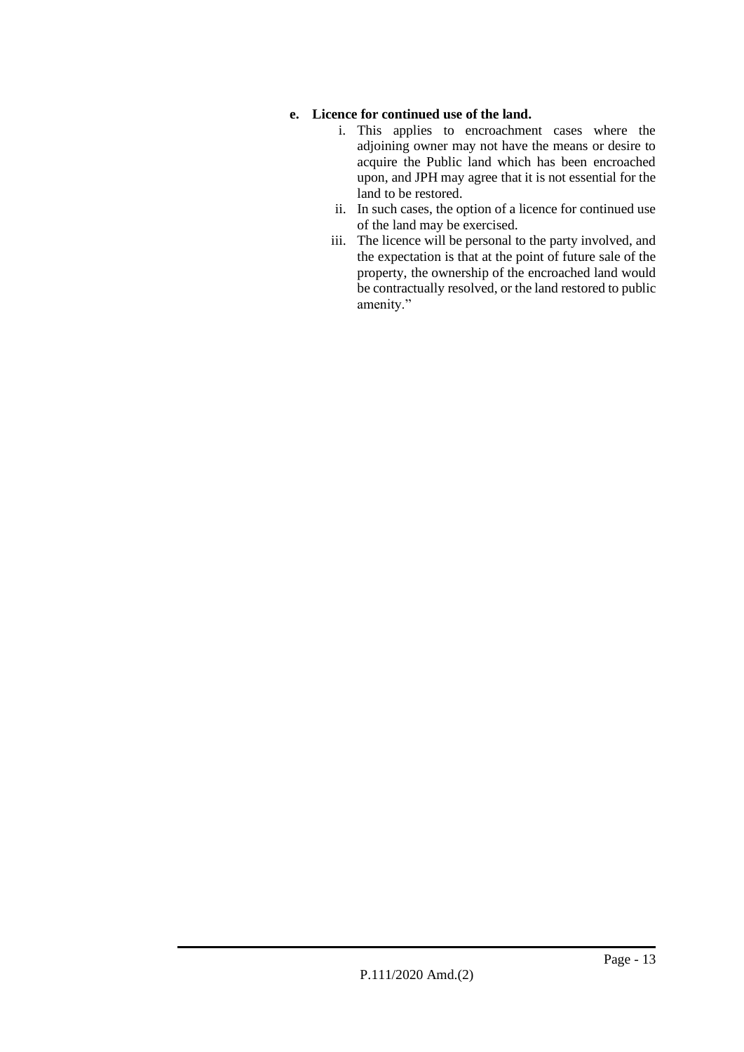**e. Licence for continued use of the land.**

i. This applies to encroachment cases where the adjoining owner may not have the means or desire to acquire the Public land which has been encroached upon, and JPH may agree that it is not essential for the land to be restored.

ii. In such cases, the option of a licence for continued use of the land may be exercised.

iii. The licence will be personal to the party involved, and the expectation is that at the point of future sale of the property, the ownership of the encroached land would be contractually resolved, or the land restored to public amenity."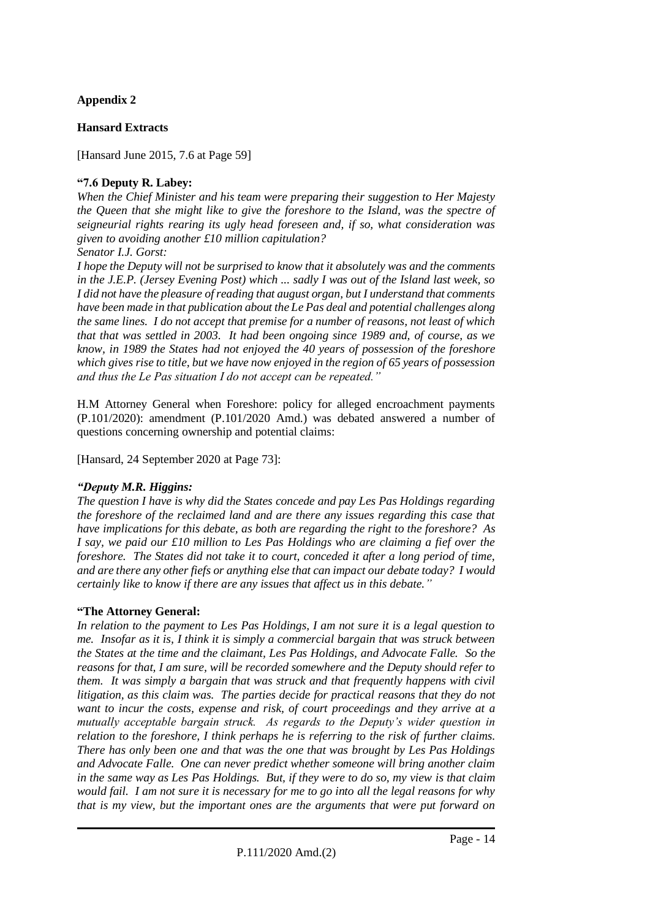**Appendix 2**

**Hansard Extracts**

[Hansard June 2015, 7.6 at Page 59]

**"7.6 Deputy R. Labey:**
*When the Chief Minister and his team were preparing their suggestion to Her Majesty the Queen that she might like to give the foreshore to the Island, was the spectre of seigneurial rights rearing its ugly head foreseen and, if so, what consideration was given to avoiding another £10 million capitulation?*
*Senator I.J. Gorst:*
*I hope the Deputy will not be surprised to know that it absolutely was and the comments in the J.E.P. (Jersey Evening Post) which ... sadly I was out of the Island last week, so I did not have the pleasure of reading that august organ, but I understand that comments have been made in that publication about the Le Pas deal and potential challenges along the same lines. I do not accept that premise for a number of reasons, not least of which that that was settled in 2003. It had been ongoing since 1989 and, of course, as we know, in 1989 the States had not enjoyed the 40 years of possession of the foreshore which gives rise to title, but we have now enjoyed in the region of 65 years of possession and thus the Le Pas situation I do not accept can be repeated."*

H.M Attorney General when Foreshore: policy for alleged encroachment payments (P.101/2020): amendment (P.101/2020 Amd.) was debated answered a number of questions concerning ownership and potential claims:

[Hansard, 24 September 2020 at Page 73]:

***"Deputy M.R. Higgins:***
*The question I have is why did the States concede and pay Les Pas Holdings regarding the foreshore of the reclaimed land and are there any issues regarding this case that have implications for this debate, as both are regarding the right to the foreshore? As I say, we paid our £10 million to Les Pas Holdings who are claiming a fief over the foreshore. The States did not take it to court, conceded it after a long period of time, and are there any other fiefs or anything else that can impact our debate today? I would certainly like to know if there are any issues that affect us in this debate."*

**"The Attorney General:**
*In relation to the payment to Les Pas Holdings, I am not sure it is a legal question to me. Insofar as it is, I think it is simply a commercial bargain that was struck between the States at the time and the claimant, Les Pas Holdings, and Advocate Falle. So the reasons for that, I am sure, will be recorded somewhere and the Deputy should refer to them. It was simply a bargain that was struck and that frequently happens with civil litigation, as this claim was. The parties decide for practical reasons that they do not want to incur the costs, expense and risk, of court proceedings and they arrive at a mutually acceptable bargain struck. As regards to the Deputy's wider question in relation to the foreshore, I think perhaps he is referring to the risk of further claims. There has only been one and that was the one that was brought by Les Pas Holdings and Advocate Falle. One can never predict whether someone will bring another claim in the same way as Les Pas Holdings. But, if they were to do so, my view is that claim would fail. I am not sure it is necessary for me to go into all the legal reasons for why that is my view, but the important ones are the arguments that were put forward on*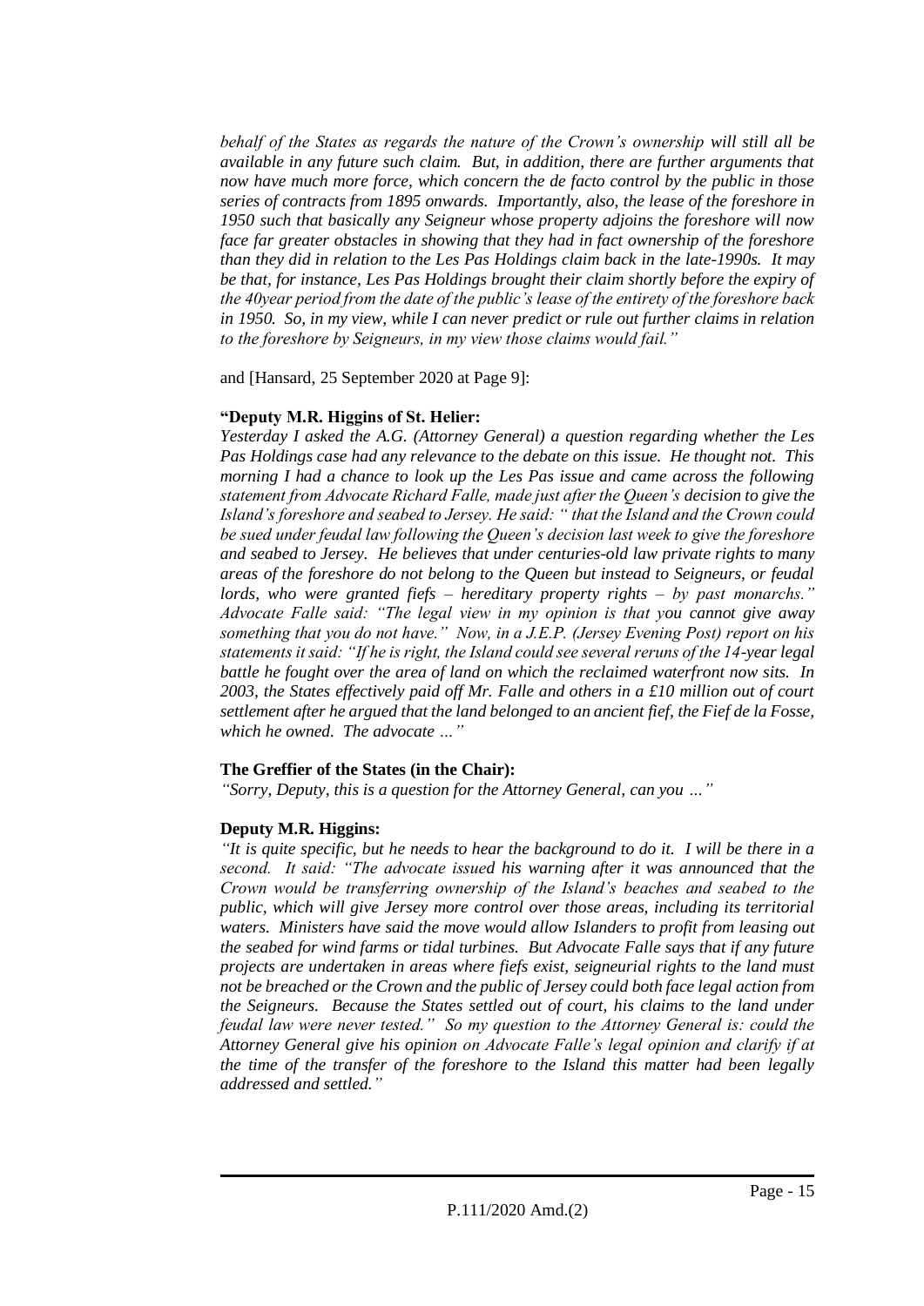*behalf of the States as regards the nature of the Crown's ownership will still all be available in any future such claim. But, in addition, there are further arguments that now have much more force, which concern the de facto control by the public in those series of contracts from 1895 onwards. Importantly, also, the lease of the foreshore in 1950 such that basically any Seigneur whose property adjoins the foreshore will now face far greater obstacles in showing that they had in fact ownership of the foreshore than they did in relation to the Les Pas Holdings claim back in the late-1990s. It may be that, for instance, Les Pas Holdings brought their claim shortly before the expiry of the 40year period from the date of the public's lease of the entirety of the foreshore back in 1950. So, in my view, while I can never predict or rule out further claims in relation to the foreshore by Seigneurs, in my view those claims would fail."*

and [Hansard, 25 September 2020 at Page 9]:

**"Deputy M.R. Higgins of St. Helier:**

*Yesterday I asked the A.G. (Attorney General) a question regarding whether the Les Pas Holdings case had any relevance to the debate on this issue. He thought not. This morning I had a chance to look up the Les Pas issue and came across the following statement from Advocate Richard Falle, made just after the Queen's decision to give the Island's foreshore and seabed to Jersey. He said: " that the Island and the Crown could be sued under feudal law following the Queen's decision last week to give the foreshore and seabed to Jersey. He believes that under centuries-old law private rights to many areas of the foreshore do not belong to the Queen but instead to Seigneurs, or feudal lords, who were granted fiefs – hereditary property rights – by past monarchs." Advocate Falle said: "The legal view in my opinion is that you cannot give away something that you do not have." Now, in a J.E.P. (Jersey Evening Post) report on his statements it said: "If he is right, the Island could see several reruns of the 14-year legal battle he fought over the area of land on which the reclaimed waterfront now sits. In 2003, the States effectively paid off Mr. Falle and others in a £10 million out of court settlement after he argued that the land belonged to an ancient fief, the Fief de la Fosse, which he owned. The advocate …"*

**The Greffier of the States (in the Chair):**

*"Sorry, Deputy, this is a question for the Attorney General, can you …"*

**Deputy M.R. Higgins:**

*"It is quite specific, but he needs to hear the background to do it. I will be there in a second. It said: "The advocate issued his warning after it was announced that the Crown would be transferring ownership of the Island's beaches and seabed to the public, which will give Jersey more control over those areas, including its territorial waters. Ministers have said the move would allow Islanders to profit from leasing out the seabed for wind farms or tidal turbines. But Advocate Falle says that if any future projects are undertaken in areas where fiefs exist, seigneurial rights to the land must not be breached or the Crown and the public of Jersey could both face legal action from the Seigneurs. Because the States settled out of court, his claims to the land under feudal law were never tested." So my question to the Attorney General is: could the Attorney General give his opinion on Advocate Falle's legal opinion and clarify if at the time of the transfer of the foreshore to the Island this matter had been legally addressed and settled."*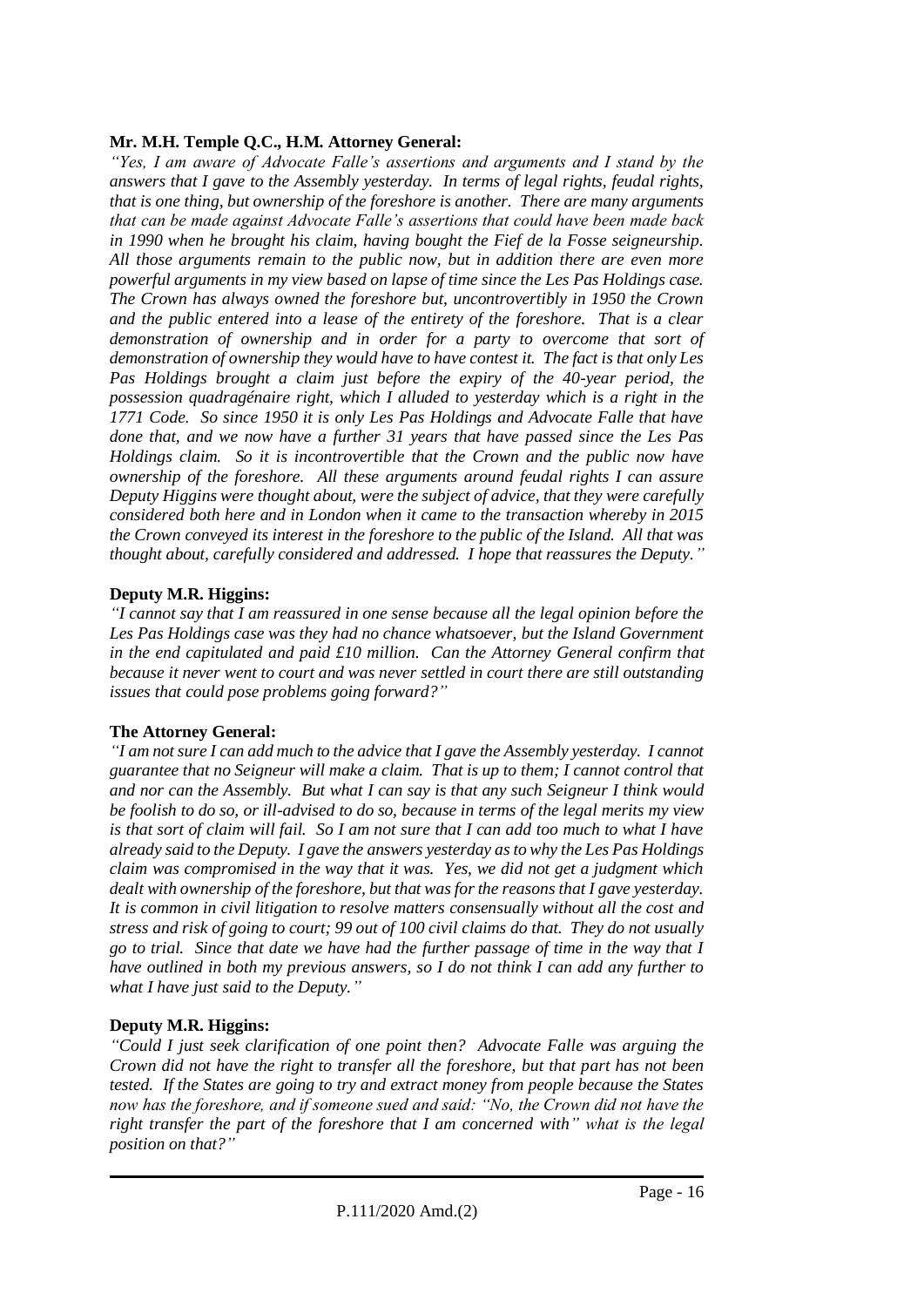**Mr. M.H. Temple Q.C., H.M. Attorney General:**

*"Yes, I am aware of Advocate Falle's assertions and arguments and I stand by the answers that I gave to the Assembly yesterday. In terms of legal rights, feudal rights, that is one thing, but ownership of the foreshore is another. There are many arguments that can be made against Advocate Falle's assertions that could have been made back in 1990 when he brought his claim, having bought the Fief de la Fosse seigneurship. All those arguments remain to the public now, but in addition there are even more powerful arguments in my view based on lapse of time since the Les Pas Holdings case. The Crown has always owned the foreshore but, uncontrovertibly in 1950 the Crown and the public entered into a lease of the entirety of the foreshore. That is a clear demonstration of ownership and in order for a party to overcome that sort of demonstration of ownership they would have to have contest it. The fact is that only Les Pas Holdings brought a claim just before the expiry of the 40-year period, the possession quadragénaire right, which I alluded to yesterday which is a right in the 1771 Code. So since 1950 it is only Les Pas Holdings and Advocate Falle that have done that, and we now have a further 31 years that have passed since the Les Pas Holdings claim. So it is incontrovertible that the Crown and the public now have ownership of the foreshore. All these arguments around feudal rights I can assure Deputy Higgins were thought about, were the subject of advice, that they were carefully considered both here and in London when it came to the transaction whereby in 2015 the Crown conveyed its interest in the foreshore to the public of the Island. All that was thought about, carefully considered and addressed. I hope that reassures the Deputy."*

**Deputy M.R. Higgins:**

*"I cannot say that I am reassured in one sense because all the legal opinion before the Les Pas Holdings case was they had no chance whatsoever, but the Island Government in the end capitulated and paid £10 million. Can the Attorney General confirm that because it never went to court and was never settled in court there are still outstanding issues that could pose problems going forward?"*

**The Attorney General:**

*"I am not sure I can add much to the advice that I gave the Assembly yesterday. I cannot guarantee that no Seigneur will make a claim. That is up to them; I cannot control that and nor can the Assembly. But what I can say is that any such Seigneur I think would be foolish to do so, or ill-advised to do so, because in terms of the legal merits my view is that sort of claim will fail. So I am not sure that I can add too much to what I have already said to the Deputy. I gave the answers yesterday as to why the Les Pas Holdings claim was compromised in the way that it was. Yes, we did not get a judgment which dealt with ownership of the foreshore, but that was for the reasons that I gave yesterday. It is common in civil litigation to resolve matters consensually without all the cost and stress and risk of going to court; 99 out of 100 civil claims do that. They do not usually go to trial. Since that date we have had the further passage of time in the way that I have outlined in both my previous answers, so I do not think I can add any further to what I have just said to the Deputy."*

**Deputy M.R. Higgins:**

*"Could I just seek clarification of one point then? Advocate Falle was arguing the Crown did not have the right to transfer all the foreshore, but that part has not been tested. If the States are going to try and extract money from people because the States now has the foreshore, and if someone sued and said: "No, the Crown did not have the right transfer the part of the foreshore that I am concerned with" what is the legal position on that?"*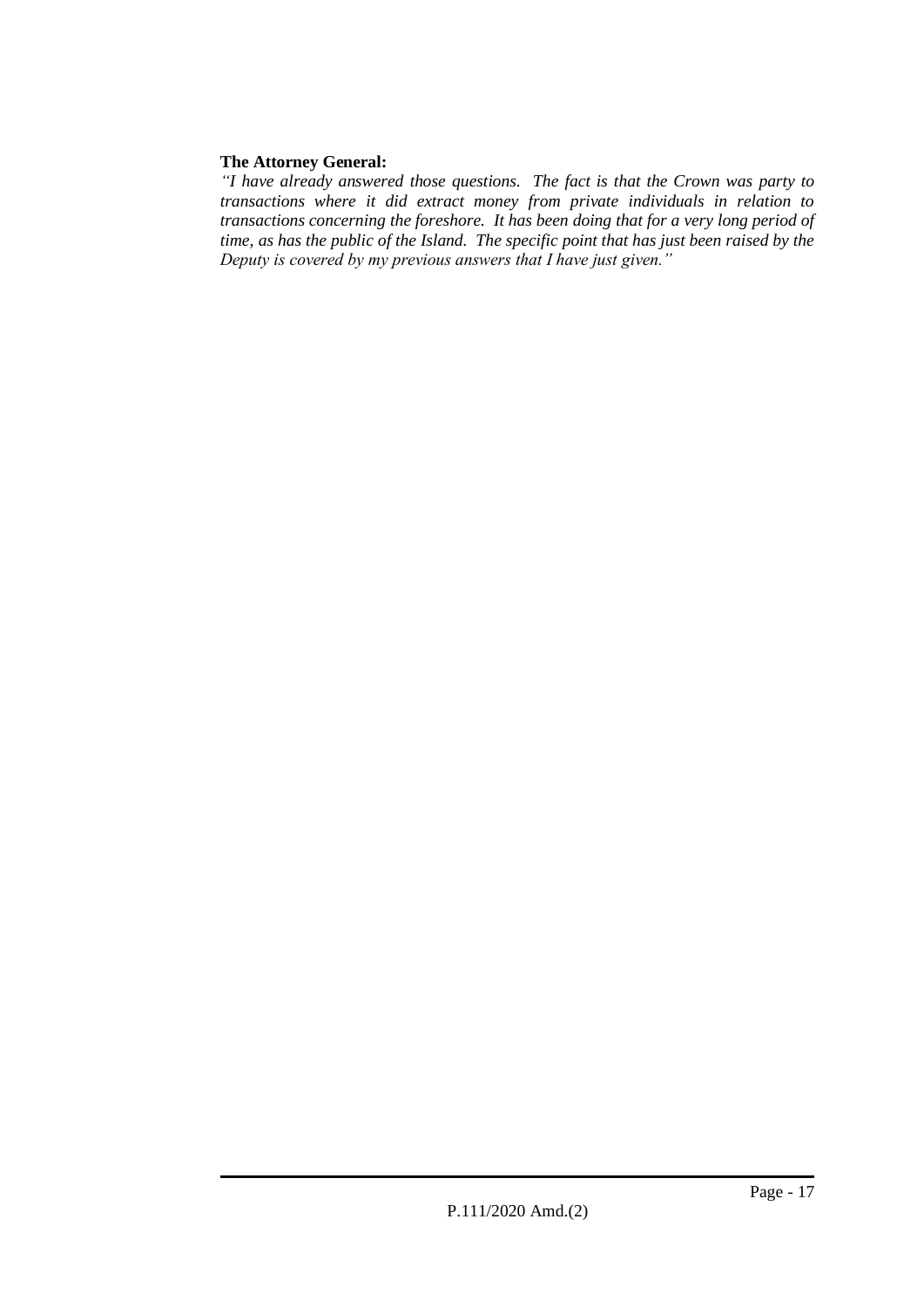**The Attorney General:**

*"I have already answered those questions. The fact is that the Crown was party to transactions where it did extract money from private individuals in relation to transactions concerning the foreshore. It has been doing that for a very long period of time, as has the public of the Island. The specific point that has just been raised by the Deputy is covered by my previous answers that I have just given."*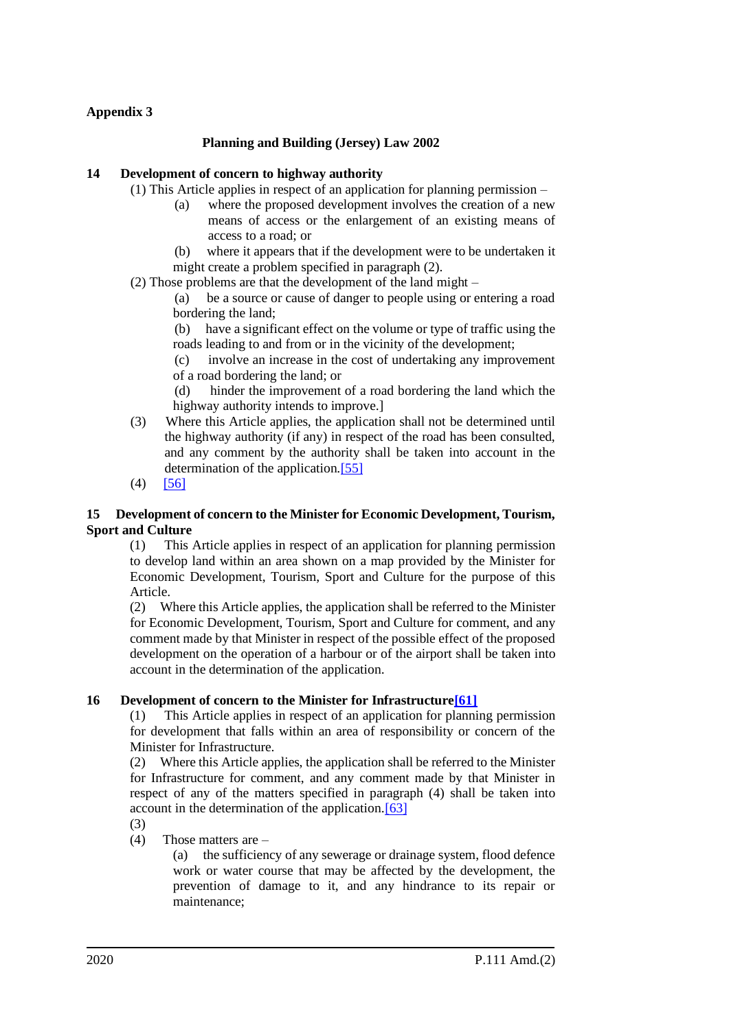**Appendix 3**

**Planning and Building (Jersey) Law 2002**

**14 Development of concern to highway authority**

(1) This Article applies in respect of an application for planning permission –

(a) where the proposed development involves the creation of a new means of access or the enlargement of an existing means of access to a road; or

(b) where it appears that if the development were to be undertaken it might create a problem specified in paragraph (2).

(2) Those problems are that the development of the land might –

(a) be a source or cause of danger to people using or entering a road bordering the land;

(b) have a significant effect on the volume or type of traffic using the roads leading to and from or in the vicinity of the development;

(c) involve an increase in the cost of undertaking any improvement of a road bordering the land; or

(d) hinder the improvement of a road bordering the land which the highway authority intends to improve.]

(3) Where this Article applies, the application shall not be determined until the highway authority (if any) in respect of the road has been consulted, and any comment by the authority shall be taken into account in the determination of the application.[55]

(4) [56]

**15 Development of concern to the Minister for Economic Development, Tourism, Sport and Culture**

(1) This Article applies in respect of an application for planning permission to develop land within an area shown on a map provided by the Minister for Economic Development, Tourism, Sport and Culture for the purpose of this Article.

(2) Where this Article applies, the application shall be referred to the Minister for Economic Development, Tourism, Sport and Culture for comment, and any comment made by that Minister in respect of the possible effect of the proposed development on the operation of a harbour or of the airport shall be taken into account in the determination of the application.

**16 Development of concern to the Minister for Infrastructure[61]**

(1) This Article applies in respect of an application for planning permission for development that falls within an area of responsibility or concern of the Minister for Infrastructure.

(2) Where this Article applies, the application shall be referred to the Minister for Infrastructure for comment, and any comment made by that Minister in respect of any of the matters specified in paragraph (4) shall be taken into account in the determination of the application.[63]

(3)

(4) Those matters are –

(a) the sufficiency of any sewerage or drainage system, flood defence work or water course that may be affected by the development, the prevention of damage to it, and any hindrance to its repair or maintenance;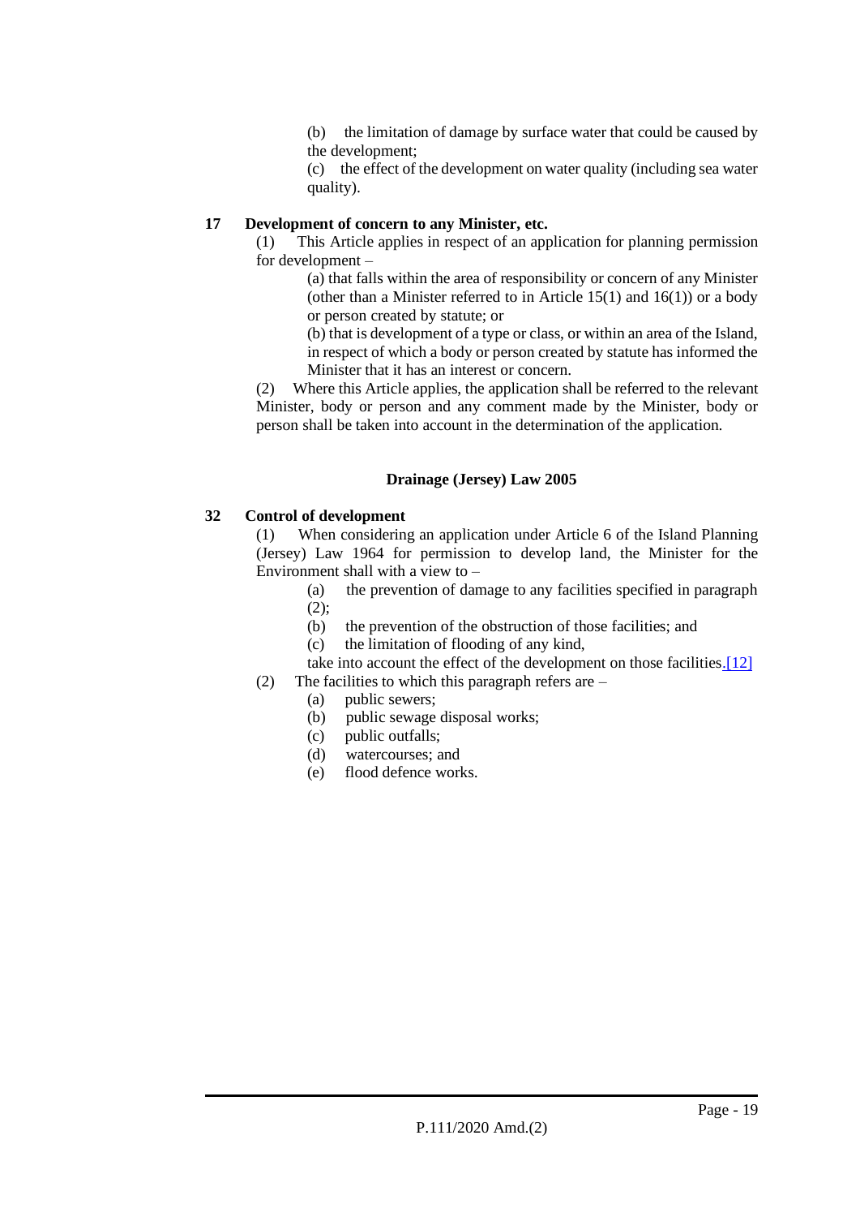(b) the limitation of damage by surface water that could be caused by the development;

(c) the effect of the development on water quality (including sea water quality).

**17 Development of concern to any Minister, etc.**

(1) This Article applies in respect of an application for planning permission for development –

(a) that falls within the area of responsibility or concern of any Minister (other than a Minister referred to in Article 15(1) and 16(1)) or a body or person created by statute; or

(b) that is development of a type or class, or within an area of the Island, in respect of which a body or person created by statute has informed the Minister that it has an interest or concern.

(2) Where this Article applies, the application shall be referred to the relevant Minister, body or person and any comment made by the Minister, body or person shall be taken into account in the determination of the application.

**Drainage (Jersey) Law 2005**

**32 Control of development**

(1) When considering an application under Article 6 of the Island Planning (Jersey) Law 1964 for permission to develop land, the Minister for the Environment shall with a view to –

(a) the prevention of damage to any facilities specified in paragraph (2);

(b) the prevention of the obstruction of those facilities; and

(c) the limitation of flooding of any kind,

take into account the effect of the development on those facilities.[12]

(2) The facilities to which this paragraph refers are –

(a) public sewers;

(b) public sewage disposal works;

(c) public outfalls;

(d) watercourses; and

(e) flood defence works.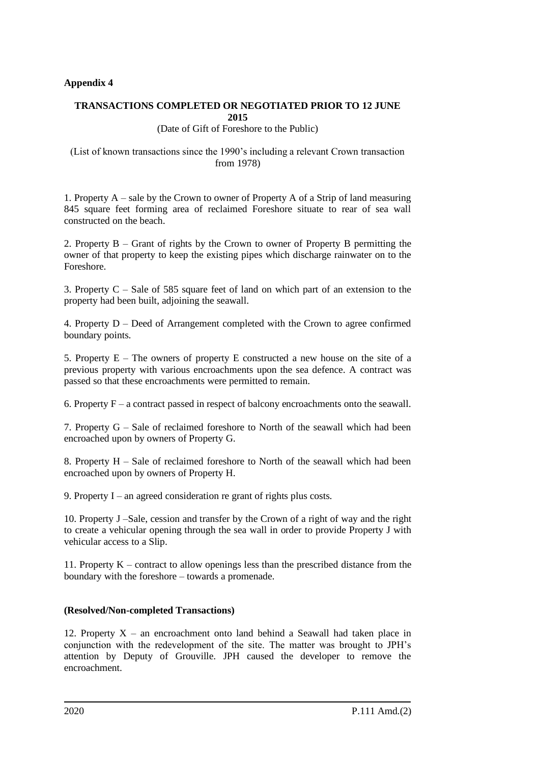**Appendix 4**

**TRANSACTIONS COMPLETED OR NEGOTIATED PRIOR TO 12 JUNE 2015**

(Date of Gift of Foreshore to the Public)

(List of known transactions since the 1990's including a relevant Crown transaction from 1978)

1. Property A – sale by the Crown to owner of Property A of a Strip of land measuring 845 square feet forming area of reclaimed Foreshore situate to rear of sea wall constructed on the beach.

2. Property B – Grant of rights by the Crown to owner of Property B permitting the owner of that property to keep the existing pipes which discharge rainwater on to the Foreshore.

3. Property C – Sale of 585 square feet of land on which part of an extension to the property had been built, adjoining the seawall.

4. Property D – Deed of Arrangement completed with the Crown to agree confirmed boundary points.

5. Property E – The owners of property E constructed a new house on the site of a previous property with various encroachments upon the sea defence. A contract was passed so that these encroachments were permitted to remain.

6. Property F – a contract passed in respect of balcony encroachments onto the seawall.

7. Property G – Sale of reclaimed foreshore to North of the seawall which had been encroached upon by owners of Property G.

8. Property H – Sale of reclaimed foreshore to North of the seawall which had been encroached upon by owners of Property H.

9. Property I – an agreed consideration re grant of rights plus costs.

10. Property J –Sale, cession and transfer by the Crown of a right of way and the right to create a vehicular opening through the sea wall in order to provide Property J with vehicular access to a Slip.

11. Property K – contract to allow openings less than the prescribed distance from the boundary with the foreshore – towards a promenade.

**(Resolved/Non-completed Transactions)**

12. Property X – an encroachment onto land behind a Seawall had taken place in conjunction with the redevelopment of the site. The matter was brought to JPH's attention by Deputy of Grouville. JPH caused the developer to remove the encroachment.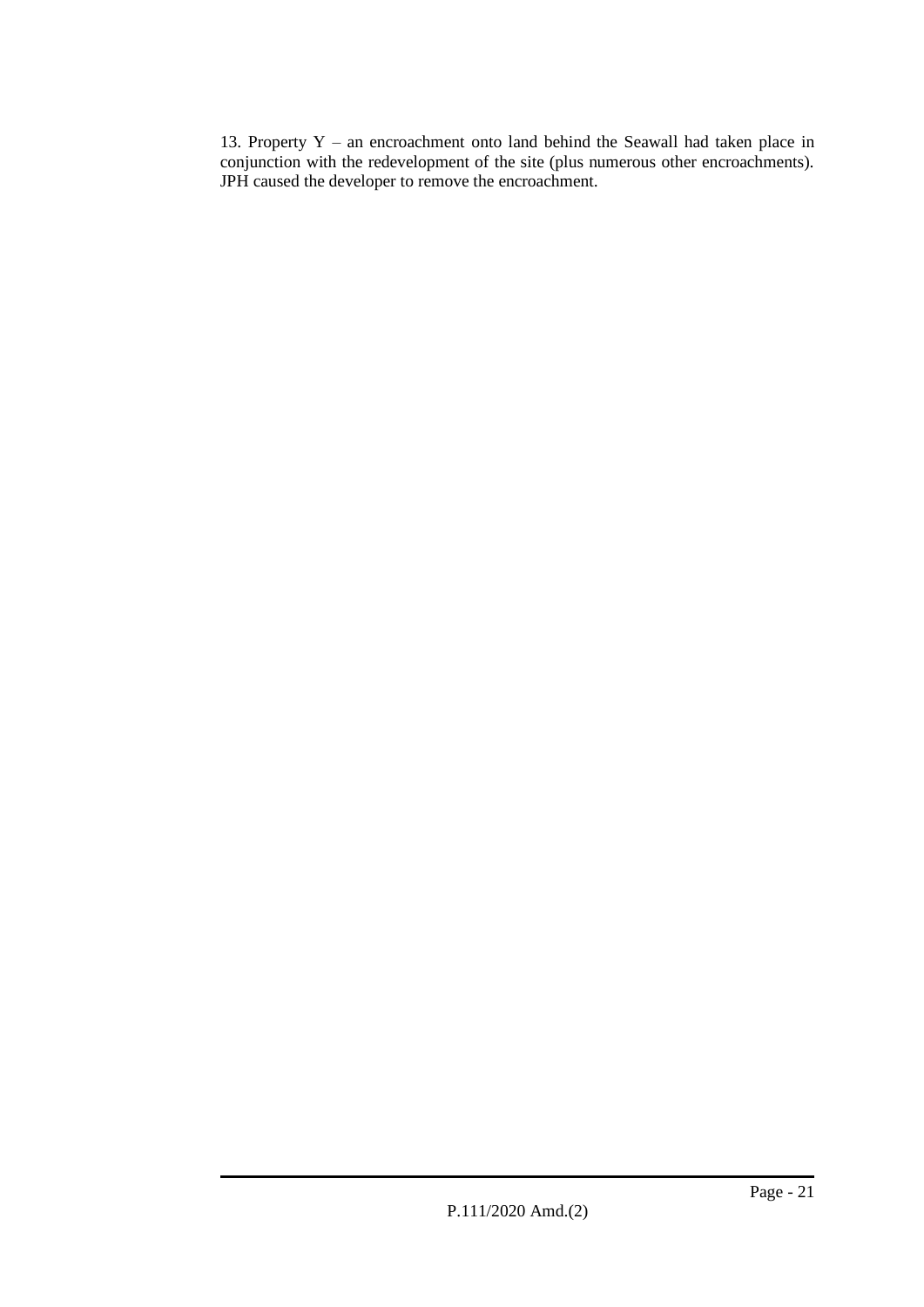13. Property Y – an encroachment onto land behind the Seawall had taken place in conjunction with the redevelopment of the site (plus numerous other encroachments). JPH caused the developer to remove the encroachment.